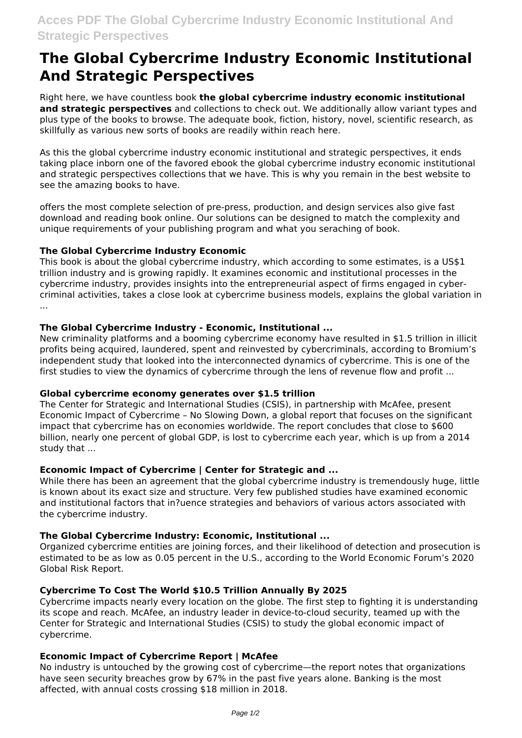# The Global Cybercrime Industry Economic Institutional And Strategic Perspectives

Right here, we have countless book **the global cybercrime industry economic institutional and strategic perspectives** and collections to check out. We additionally allow variant types and plus type of the books to browse. The adequate book, fiction, history, novel, scientific research, as skillfully as various new sorts of books are readily within reach here.

As this the global cybercrime industry economic institutional and strategic perspectives, it ends taking place inborn one of the favored ebook the global cybercrime industry economic institutional and strategic perspectives collections that we have. This is why you remain in the best website to see the amazing books to have.

offers the most complete selection of pre-press, production, and design services also give fast download and reading book online. Our solutions can be designed to match the complexity and unique requirements of your publishing program and what you seraching of book.

### The Global Cybercrime Industry Economic

This book is about the global cybercrime industry, which according to some estimates, is a US$1 trillion industry and is growing rapidly. It examines economic and institutional processes in the cybercrime industry, provides insights into the entrepreneurial aspect of firms engaged in cyber-criminal activities, takes a close look at cybercrime business models, explains the global variation in ...

### The Global Cybercrime Industry - Economic, Institutional ...

New criminality platforms and a booming cybercrime economy have resulted in $1.5 trillion in illicit profits being acquired, laundered, spent and reinvested by cybercriminals, according to Bromium's independent study that looked into the interconnected dynamics of cybercrime. This is one of the first studies to view the dynamics of cybercrime through the lens of revenue flow and profit ...

### Global cybercrime economy generates over $1.5 trillion

The Center for Strategic and International Studies (CSIS), in partnership with McAfee, present Economic Impact of Cybercrime – No Slowing Down, a global report that focuses on the significant impact that cybercrime has on economies worldwide. The report concludes that close to $600 billion, nearly one percent of global GDP, is lost to cybercrime each year, which is up from a 2014 study that ...

### Economic Impact of Cybercrime | Center for Strategic and ...

While there has been an agreement that the global cybercrime industry is tremendously huge, little is known about its exact size and structure. Very few published studies have examined economic and institutional factors that in?uence strategies and behaviors of various actors associated with the cybercrime industry.

### The Global Cybercrime Industry: Economic, Institutional ...

Organized cybercrime entities are joining forces, and their likelihood of detection and prosecution is estimated to be as low as 0.05 percent in the U.S., according to the World Economic Forum's 2020 Global Risk Report.

### Cybercrime To Cost The World $10.5 Trillion Annually By 2025

Cybercrime impacts nearly every location on the globe. The first step to fighting it is understanding its scope and reach. McAfee, an industry leader in device-to-cloud security, teamed up with the Center for Strategic and International Studies (CSIS) to study the global economic impact of cybercrime.

### Economic Impact of Cybercrime Report | McAfee

No industry is untouched by the growing cost of cybercrime—the report notes that organizations have seen security breaches grow by 67% in the past five years alone. Banking is the most affected, with annual costs crossing $18 million in 2018.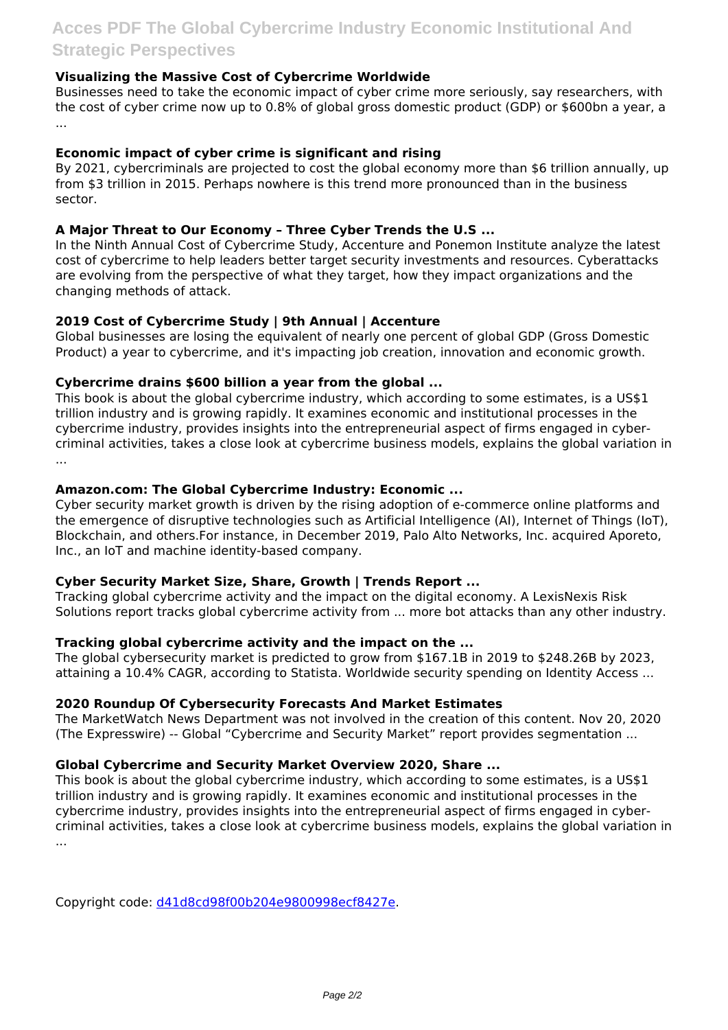### Visualizing the Massive Cost of Cybercrime Worldwide

Businesses need to take the economic impact of cyber crime more seriously, say researchers, with the cost of cyber crime now up to 0.8% of global gross domestic product (GDP) or $600bn a year, a ...

### Economic impact of cyber crime is significant and rising

By 2021, cybercriminals are projected to cost the global economy more than $6 trillion annually, up from $3 trillion in 2015. Perhaps nowhere is this trend more pronounced than in the business sector.

### A Major Threat to Our Economy – Three Cyber Trends the U.S ...

In the Ninth Annual Cost of Cybercrime Study, Accenture and Ponemon Institute analyze the latest cost of cybercrime to help leaders better target security investments and resources. Cyberattacks are evolving from the perspective of what they target, how they impact organizations and the changing methods of attack.

### 2019 Cost of Cybercrime Study | 9th Annual | Accenture

Global businesses are losing the equivalent of nearly one percent of global GDP (Gross Domestic Product) a year to cybercrime, and it's impacting job creation, innovation and economic growth.

### Cybercrime drains $600 billion a year from the global ...

This book is about the global cybercrime industry, which according to some estimates, is a US$1 trillion industry and is growing rapidly. It examines economic and institutional processes in the cybercrime industry, provides insights into the entrepreneurial aspect of firms engaged in cyber-criminal activities, takes a close look at cybercrime business models, explains the global variation in ...

### Amazon.com: The Global Cybercrime Industry: Economic ...

Cyber security market growth is driven by the rising adoption of e-commerce online platforms and the emergence of disruptive technologies such as Artificial Intelligence (AI), Internet of Things (IoT), Blockchain, and others.For instance, in December 2019, Palo Alto Networks, Inc. acquired Aporeto, Inc., an IoT and machine identity-based company.

### Cyber Security Market Size, Share, Growth | Trends Report ...

Tracking global cybercrime activity and the impact on the digital economy. A LexisNexis Risk Solutions report tracks global cybercrime activity from ... more bot attacks than any other industry.

### Tracking global cybercrime activity and the impact on the ...

The global cybersecurity market is predicted to grow from $167.1B in 2019 to $248.26B by 2023, attaining a 10.4% CAGR, according to Statista. Worldwide security spending on Identity Access ...

### 2020 Roundup Of Cybersecurity Forecasts And Market Estimates

The MarketWatch News Department was not involved in the creation of this content. Nov 20, 2020 (The Expresswire) -- Global "Cybercrime and Security Market" report provides segmentation ...

### Global Cybercrime and Security Market Overview 2020, Share ...

This book is about the global cybercrime industry, which according to some estimates, is a US$1 trillion industry and is growing rapidly. It examines economic and institutional processes in the cybercrime industry, provides insights into the entrepreneurial aspect of firms engaged in cyber-criminal activities, takes a close look at cybercrime business models, explains the global variation in ...

Copyright code: d41d8cd98f00b204e9800998ecf8427e.